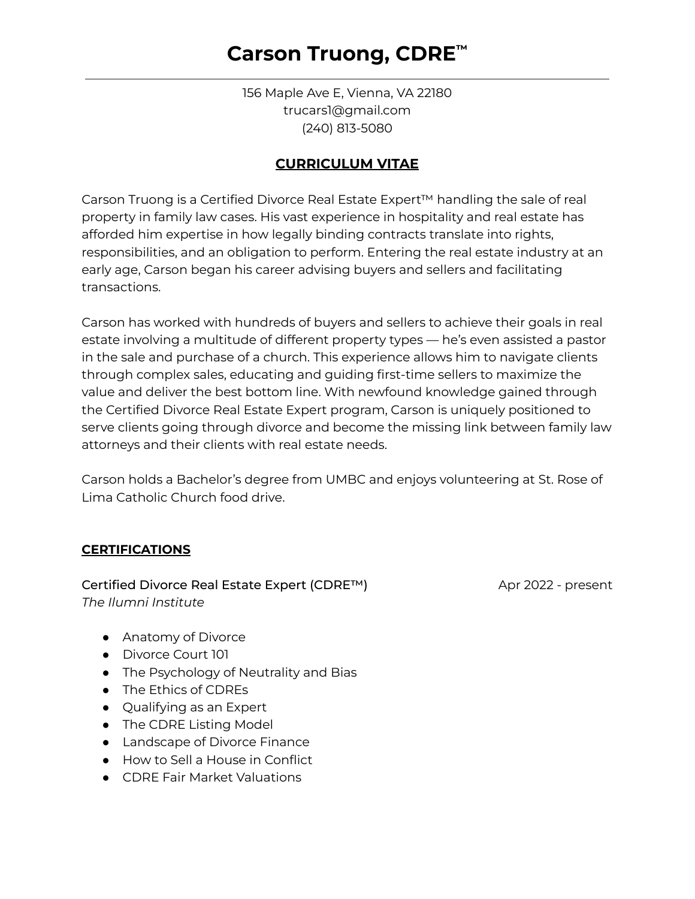# Carson Truong, CDRE™

156 Maple Ave E, Vienna, VA 22180
trucars1@gmail.com
(240) 813-5080

## CURRICULUM VITAE

Carson Truong is a Certified Divorce Real Estate Expert™ handling the sale of real property in family law cases. His vast experience in hospitality and real estate has afforded him expertise in how legally binding contracts translate into rights, responsibilities, and an obligation to perform. Entering the real estate industry at an early age, Carson began his career advising buyers and sellers and facilitating transactions.

Carson has worked with hundreds of buyers and sellers to achieve their goals in real estate involving a multitude of different property types — he's even assisted a pastor in the sale and purchase of a church. This experience allows him to navigate clients through complex sales, educating and guiding first-time sellers to maximize the value and deliver the best bottom line. With newfound knowledge gained through the Certified Divorce Real Estate Expert program, Carson is uniquely positioned to serve clients going through divorce and become the missing link between family law attorneys and their clients with real estate needs.

Carson holds a Bachelor's degree from UMBC and enjoys volunteering at St. Rose of Lima Catholic Church food drive.

### CERTIFICATIONS

Certified Divorce Real Estate Expert (CDRE™) — Apr 2022 - present
*The Ilumni Institute*

- Anatomy of Divorce
- Divorce Court 101
- The Psychology of Neutrality and Bias
- The Ethics of CDREs
- Qualifying as an Expert
- The CDRE Listing Model
- Landscape of Divorce Finance
- How to Sell a House in Conflict
- CDRE Fair Market Valuations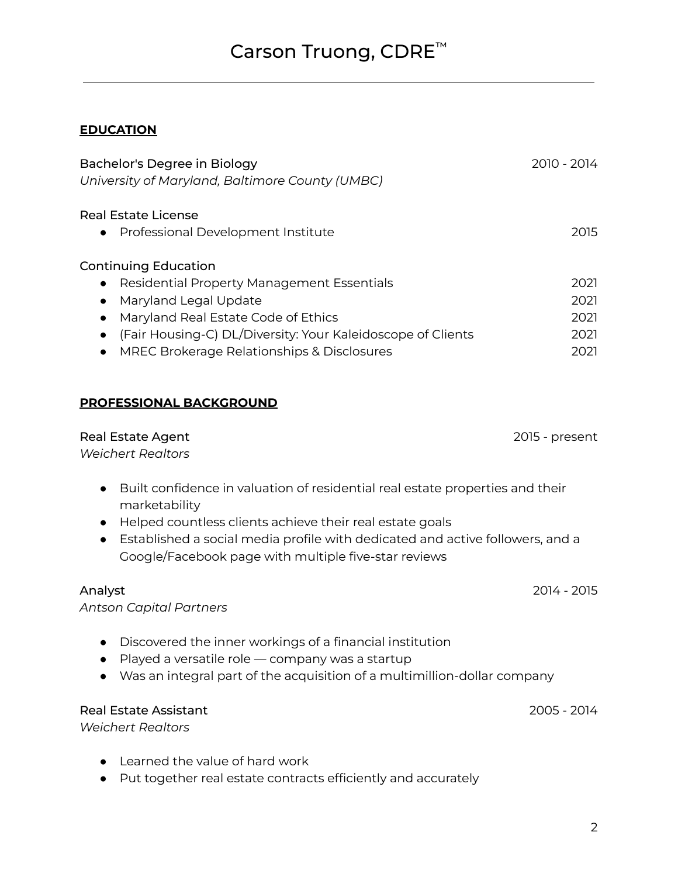# Carson Truong, CDRE™

---

## EDUCATION

Bachelor's Degree in Biology — 2010 - 2014
*University of Maryland, Baltimore County (UMBC)*

Real Estate License

- Professional Development Institute — 2015

Continuing Education

- Residential Property Management Essentials — 2021
- Maryland Legal Update — 2021
- Maryland Real Estate Code of Ethics — 2021
- (Fair Housing-C) DL/Diversity: Your Kaleidoscope of Clients — 2021
- MREC Brokerage Relationships & Disclosures — 2021

## PROFESSIONAL BACKGROUND

Real Estate Agent — 2015 - present
*Weichert Realtors*

- Built confidence in valuation of residential real estate properties and their marketability
- Helped countless clients achieve their real estate goals
- Established a social media profile with dedicated and active followers, and a Google/Facebook page with multiple five-star reviews

Analyst — 2014 - 2015
*Antson Capital Partners*

- Discovered the inner workings of a financial institution
- Played a versatile role — company was a startup
- Was an integral part of the acquisition of a multimillion-dollar company

Real Estate Assistant — 2005 - 2014
*Weichert Realtors*

- Learned the value of hard work
- Put together real estate contracts efficiently and accurately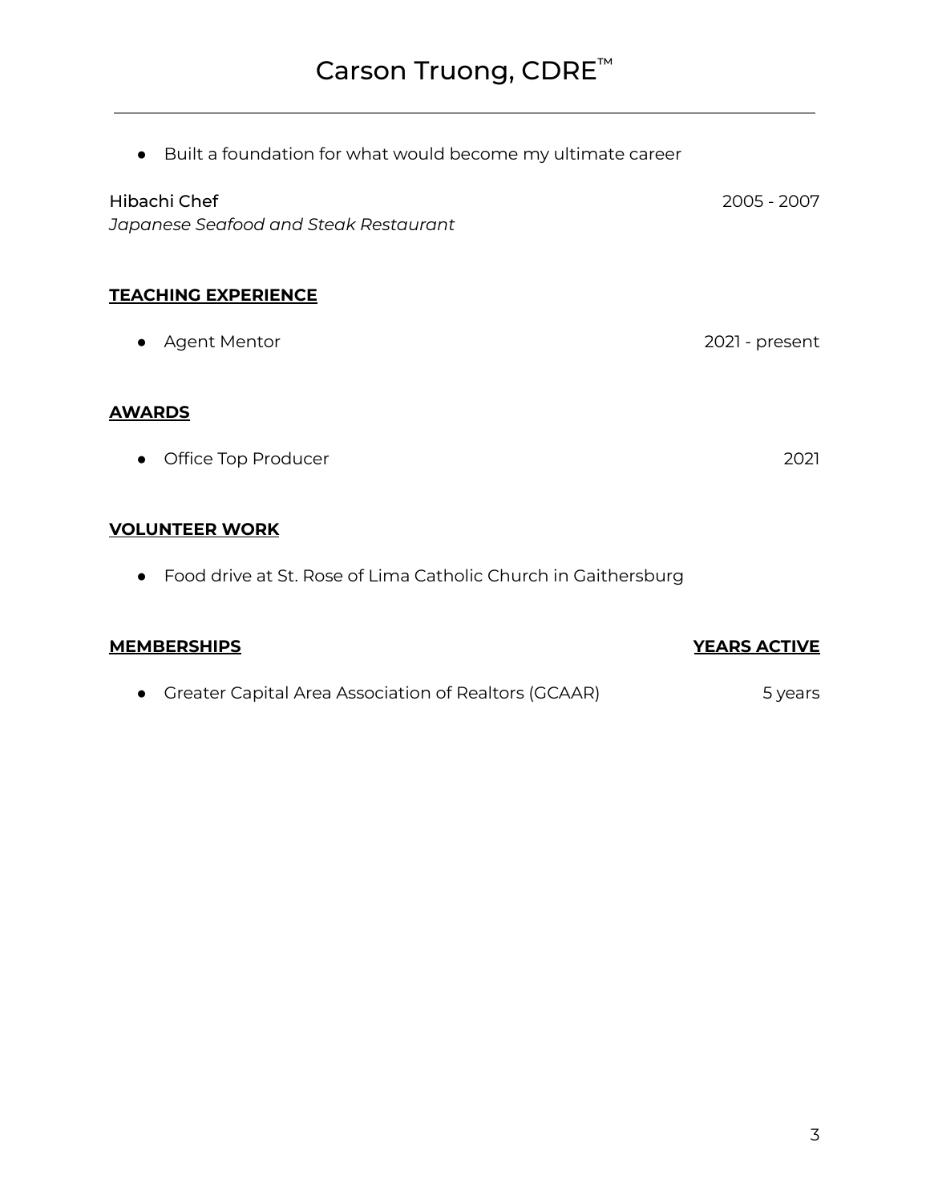- Built a foundation for what would become my ultimate career

Hibachi Chef 2005 - 2007
*Japanese Seafood and Steak Restaurant*

## TEACHING EXPERIENCE

- Agent Mentor 2021 - present

## AWARDS

- Office Top Producer 2021

## VOLUNTEER WORK

- Food drive at St. Rose of Lima Catholic Church in Gaithersburg

## MEMBERSHIPS

| MEMBERSHIPS | YEARS ACTIVE |
|---|---|
| Greater Capital Area Association of Realtors (GCAAR) | 5 years |